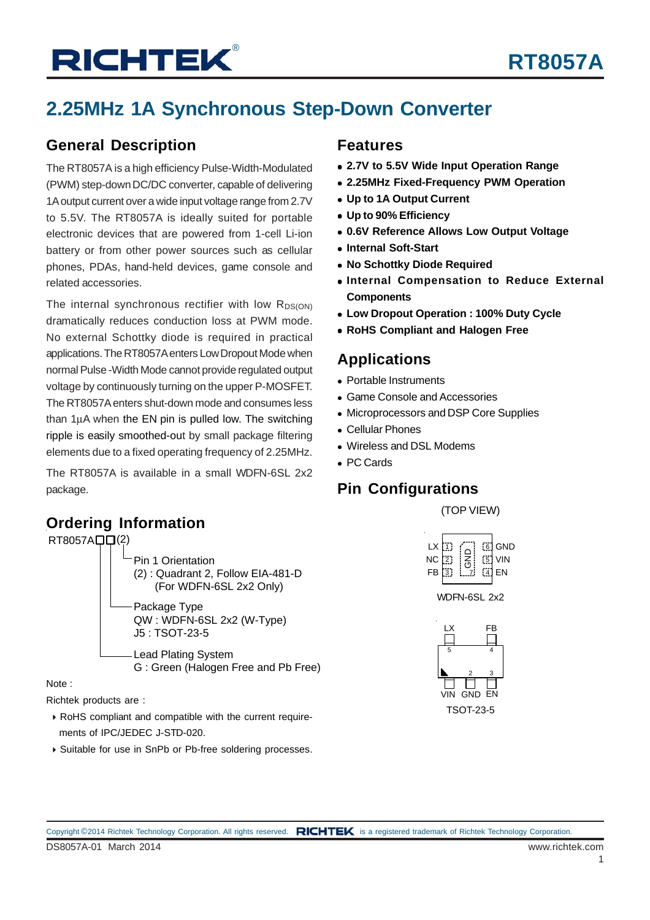# RT8057A

## 2.25MHz 1A Synchronous Step-Down Converter

### General Description

The RT8057A is a high efficiency Pulse-Width-Modulated (PWM) step-down DC/DC converter, capable of delivering 1A output current over a wide input voltage range from 2.7V to 5.5V. The RT8057A is ideally suited for portable electronic devices that are powered from 1-cell Li-ion battery or from other power sources such as cellular phones, PDAs, hand-held devices, game console and related accessories.

The internal synchronous rectifier with low $R_{DS(ON)}$ dramatically reduces conduction loss at PWM mode. No external Schottky diode is required in practical applications. The RT8057A enters Low Dropout Mode when normal Pulse -Width Mode cannot provide regulated output voltage by continuously turning on the upper P-MOSFET. The RT8057A enters shut-down mode and consumes less than 1μA when the EN pin is pulled low. The switching ripple is easily smoothed-out by small package filtering elements due to a fixed operating frequency of 2.25MHz.

The RT8057A is available in a small WDFN-6SL 2x2 package.

### Ordering Information

RT8057A□□(2)

- Pin 1 Orientation
  (2) : Quadrant 2, Follow EIA-481-D
  (For WDFN-6SL 2x2 Only)
- Package Type
  QW : WDFN-6SL 2x2 (W-Type)
  J5 : TSOT-23-5
- Lead Plating System
  G : Green (Halogen Free and Pb Free)

Note :

Richtek products are :

- RoHS compliant and compatible with the current requirements of IPC/JEDEC J-STD-020.
- Suitable for use in SnPb or Pb-free soldering processes.

### Features

- **2.7V to 5.5V Wide Input Operation Range**
- **2.25MHz Fixed-Frequency PWM Operation**
- **Up to 1A Output Current**
- **Up to 90% Efficiency**
- **0.6V Reference Allows Low Output Voltage**
- **Internal Soft-Start**
- **No Schottky Diode Required**
- **Internal Compensation to Reduce External Components**
- **Low Dropout Operation : 100% Duty Cycle**
- **RoHS Compliant and Halogen Free**

### Applications

- Portable Instruments
- Game Console and Accessories
- Microprocessors and DSP Core Supplies
- Cellular Phones
- Wireless and DSL Modems
- PC Cards

### Pin Configurations

(TOP VIEW)

LX [1] | NC [2] | FB [3] | GND [7] (exposed pad) | EN [4] | VIN [5] | GND [6]

WDFN-6SL 2x2

LX [5] | FB [4] | VIN [1] | GND [2] | EN [3]

TSOT-23-5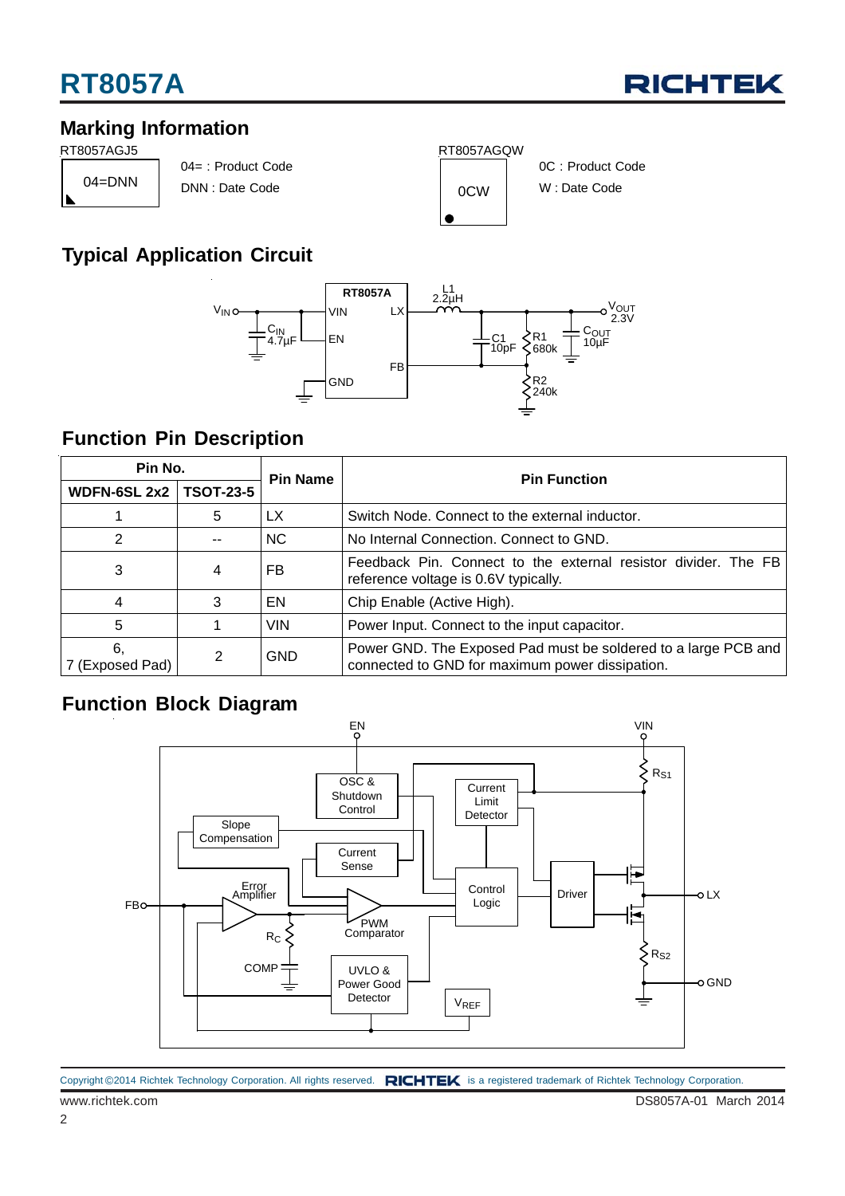## Marking Information

RT8057AGJ5

04=DNN

04= : Product Code

DNN : Date Code

RT8057AGQW

0CW

0C : Product Code

W : Date Code

## Typical Application Circuit

## Function Pin Description

| Pin No. | | Pin Name | Pin Function |
|---|---|---|---|
| WDFN-6SL 2x2 | TSOT-23-5 | | |
| 1 | 5 | LX | Switch Node. Connect to the external inductor. |
| 2 | -- | NC | No Internal Connection. Connect to GND. |
| 3 | 4 | FB | Feedback Pin. Connect to the external resistor divider. The FB reference voltage is 0.6V typically. |
| 4 | 3 | EN | Chip Enable (Active High). |
| 5 | 1 | VIN | Power Input. Connect to the input capacitor. |
| 6, 7 (Exposed Pad) | 2 | GND | Power GND. The Exposed Pad must be soldered to a large PCB and connected to GND for maximum power dissipation. |

## Function Block Diagram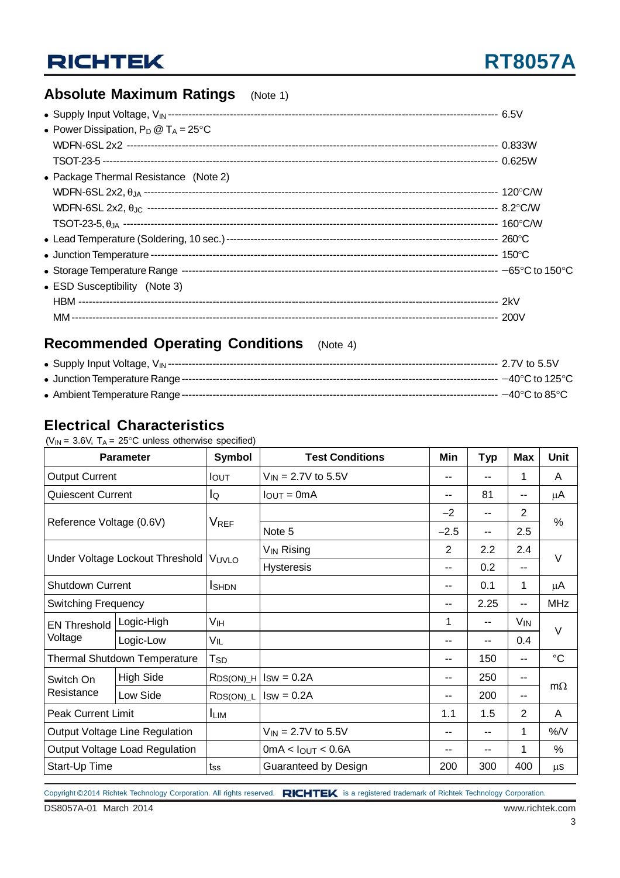## Absolute Maximum Ratings (Note 1)

- Supply Input Voltage, $V_{IN}$ ---------- 6.5V
- Power Dissipation, $P_D$ @ $T_A$ = 25°C
  - WDFN-6SL 2x2 ---------- 0.833W
  - TSOT-23-5 ---------- 0.625W
- Package Thermal Resistance (Note 2)
  - WDFN-6SL 2x2, $\theta_{JA}$ ---------- 120°C/W
  - WDFN-6SL 2x2, $\theta_{JC}$ ---------- 8.2°C/W
  - TSOT-23-5, $\theta_{JA}$ ---------- 160°C/W
- Lead Temperature (Soldering, 10 sec.) ---------- 260°C
- Junction Temperature ---------- 150°C
- Storage Temperature Range ---------- −65°C to 150°C
- ESD Susceptibility (Note 3)
  - HBM ---------- 2kV
  - MM ---------- 200V

## Recommended Operating Conditions (Note 4)

- Supply Input Voltage, $V_{IN}$ ---------- 2.7V to 5.5V
- Junction Temperature Range ---------- −40°C to 125°C
- Ambient Temperature Range ---------- −40°C to 85°C

## Electrical Characteristics

($V_{IN}$ = 3.6V, $T_A$ = 25°C unless otherwise specified)

| Parameter | | Symbol | Test Conditions | Min | Typ | Max | Unit |
|---|---|---|---|---|---|---|---|
| Output Current | | $I_{OUT}$ | $V_{IN}$ = 2.7V to 5.5V | -- | -- | 1 | A |
| Quiescent Current | | $I_Q$ | $I_{OUT}$ = 0mA | -- | 81 | -- | μA |
| Reference Voltage (0.6V) | | $V_{REF}$ | | −2 | -- | 2 | % |
| | | | Note 5 | −2.5 | -- | 2.5 | |
| Under Voltage Lockout Threshold | | $V_{UVLO}$ | $V_{IN}$ Rising | 2 | 2.2 | 2.4 | V |
| | | | Hysteresis | -- | 0.2 | -- | |
| Shutdown Current | | $I_{SHDN}$ | | -- | 0.1 | 1 | μA |
| Switching Frequency | | | | -- | 2.25 | -- | MHz |
| EN Threshold Voltage | Logic-High | $V_{IH}$ | | 1 | -- | $V_{IN}$ | V |
| | Logic-Low | $V_{IL}$ | | -- | -- | 0.4 | |
| Thermal Shutdown Temperature | | $T_{SD}$ | | -- | 150 | -- | °C |
| Switch On Resistance | High Side | $R_{DS(ON)\_H}$ | $I_{SW}$ = 0.2A | -- | 250 | -- | mΩ |
| | Low Side | $R_{DS(ON)\_L}$ | $I_{SW}$ = 0.2A | -- | 200 | -- | |
| Peak Current Limit | | $I_{LIM}$ | | 1.1 | 1.5 | 2 | A |
| Output Voltage Line Regulation | | | $V_{IN}$ = 2.7V to 5.5V | -- | -- | 1 | %/V |
| Output Voltage Load Regulation | | | 0mA < $I_{OUT}$ < 0.6A | -- | -- | 1 | % |
| Start-Up Time | | $t_{SS}$ | Guaranteed by Design | 200 | 300 | 400 | μs |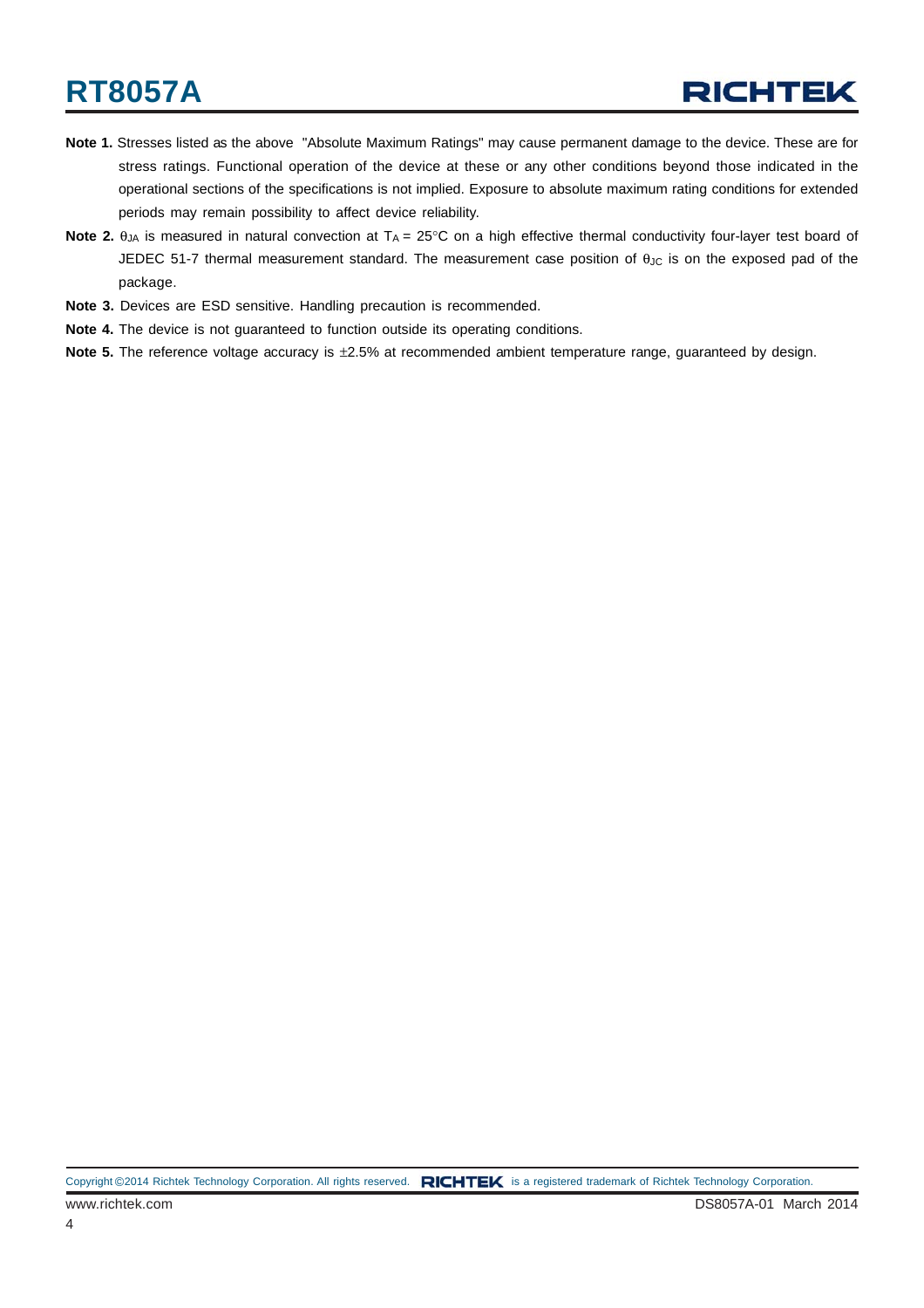**Note 1.** Stresses listed as the above "Absolute Maximum Ratings" may cause permanent damage to the device. These are for stress ratings. Functional operation of the device at these or any other conditions beyond those indicated in the operational sections of the specifications is not implied. Exposure to absolute maximum rating conditions for extended periods may remain possibility to affect device reliability.

**Note 2.** $\theta_{JA}$ is measured in natural convection at $T_A$ = 25°C on a high effective thermal conductivity four-layer test board of JEDEC 51-7 thermal measurement standard. The measurement case position of $\theta_{JC}$ is on the exposed pad of the package.

**Note 3.** Devices are ESD sensitive. Handling precaution is recommended.

**Note 4.** The device is not guaranteed to function outside its operating conditions.

**Note 5.** The reference voltage accuracy is ±2.5% at recommended ambient temperature range, guaranteed by design.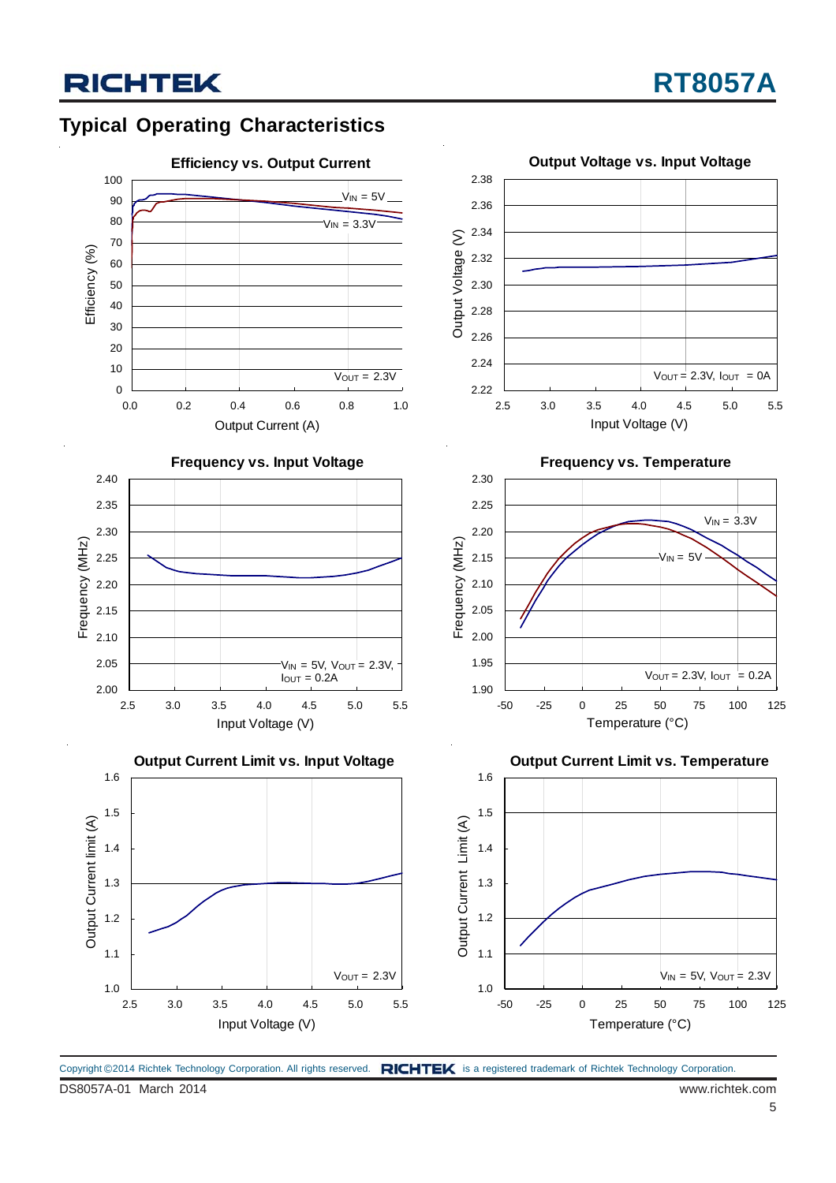## Typical Operating Characteristics

**Efficiency vs. Output Current**

Efficiency (%) vs. Output Current (A); $V_{IN}$ = 5V, $V_{IN}$ = 3.3V; $V_{OUT}$ = 2.3V

**Output Voltage vs. Input Voltage**

Output Voltage (V) vs. Input Voltage (V); $V_{OUT}$ = 2.3V, $I_{OUT}$ = 0A

**Frequency vs. Input Voltage**

Frequency (MHz) vs. Input Voltage (V); $V_{IN}$ = 5V, $V_{OUT}$ = 2.3V, $I_{OUT}$ = 0.2A

**Frequency vs. Temperature**

Frequency (MHz) vs. Temperature (°C); $V_{IN}$ = 3.3V, $V_{IN}$ = 5V; $V_{OUT}$ = 2.3V, $I_{OUT}$ = 0.2A

**Output Current Limit vs. Input Voltage**

Output Current limit (A) vs. Input Voltage (V); $V_{OUT}$ = 2.3V

**Output Current Limit vs. Temperature**

Output Current Limit (A) vs. Temperature (°C); $V_{IN}$ = 5V, $V_{OUT}$ = 2.3V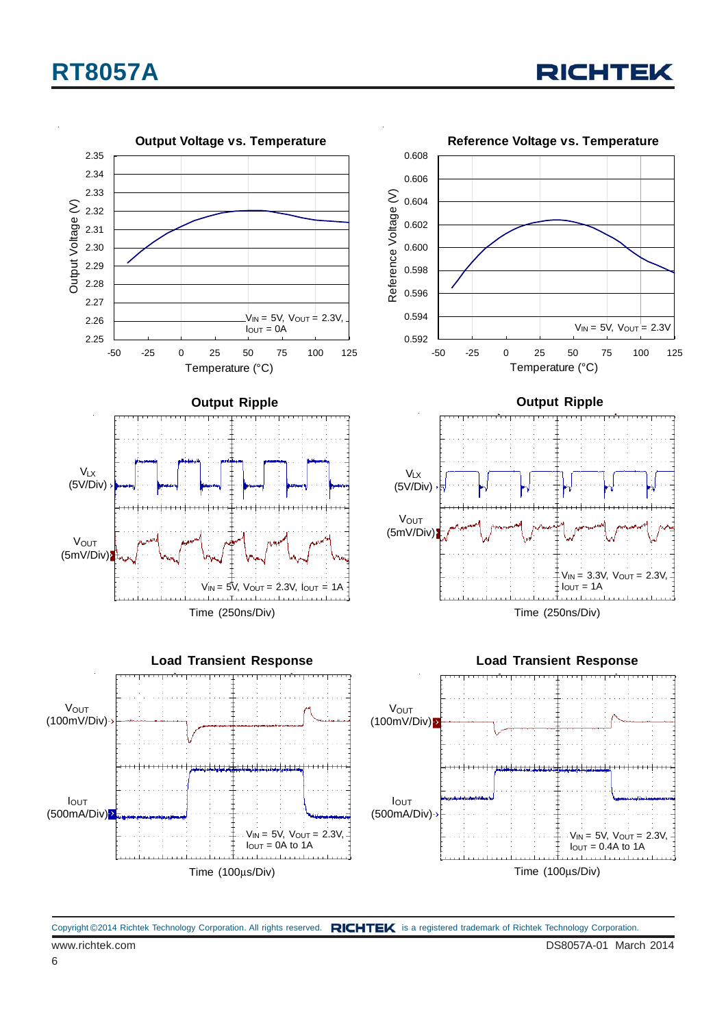**Output Voltage vs. Temperature**

Output Voltage (V): 2.25 – 2.35

Temperature (°C): -50 to 125

$V_{IN}$ = 5V, $V_{OUT}$ = 2.3V, $I_{OUT}$ = 0A

**Reference Voltage vs. Temperature**

Reference Voltage (V): 0.592 – 0.608

Temperature (°C): -50 to 125

$V_{IN}$ = 5V, $V_{OUT}$ = 2.3V

**Output Ripple**

$V_{LX}$ (5V/Div)

$V_{OUT}$ (5mV/Div)

$V_{IN}$ = 5V, $V_{OUT}$ = 2.3V, $I_{OUT}$ = 1A

Time (250ns/Div)

**Output Ripple**

$V_{LX}$ (5V/Div)

$V_{OUT}$ (5mV/Div)

$V_{IN}$ = 3.3V, $V_{OUT}$ = 2.3V, $I_{OUT}$ = 1A

Time (250ns/Div)

**Load Transient Response**

$V_{OUT}$ (100mV/Div)

$I_{OUT}$ (500mA/Div)

$V_{IN}$ = 5V, $V_{OUT}$ = 2.3V, $I_{OUT}$ = 0A to 1A

Time (100μs/Div)

**Load Transient Response**

$V_{OUT}$ (100mV/Div)

$I_{OUT}$ (500mA/Div)

$V_{IN}$ = 5V, $V_{OUT}$ = 2.3V, $I_{OUT}$ = 0.4A to 1A

Time (100μs/Div)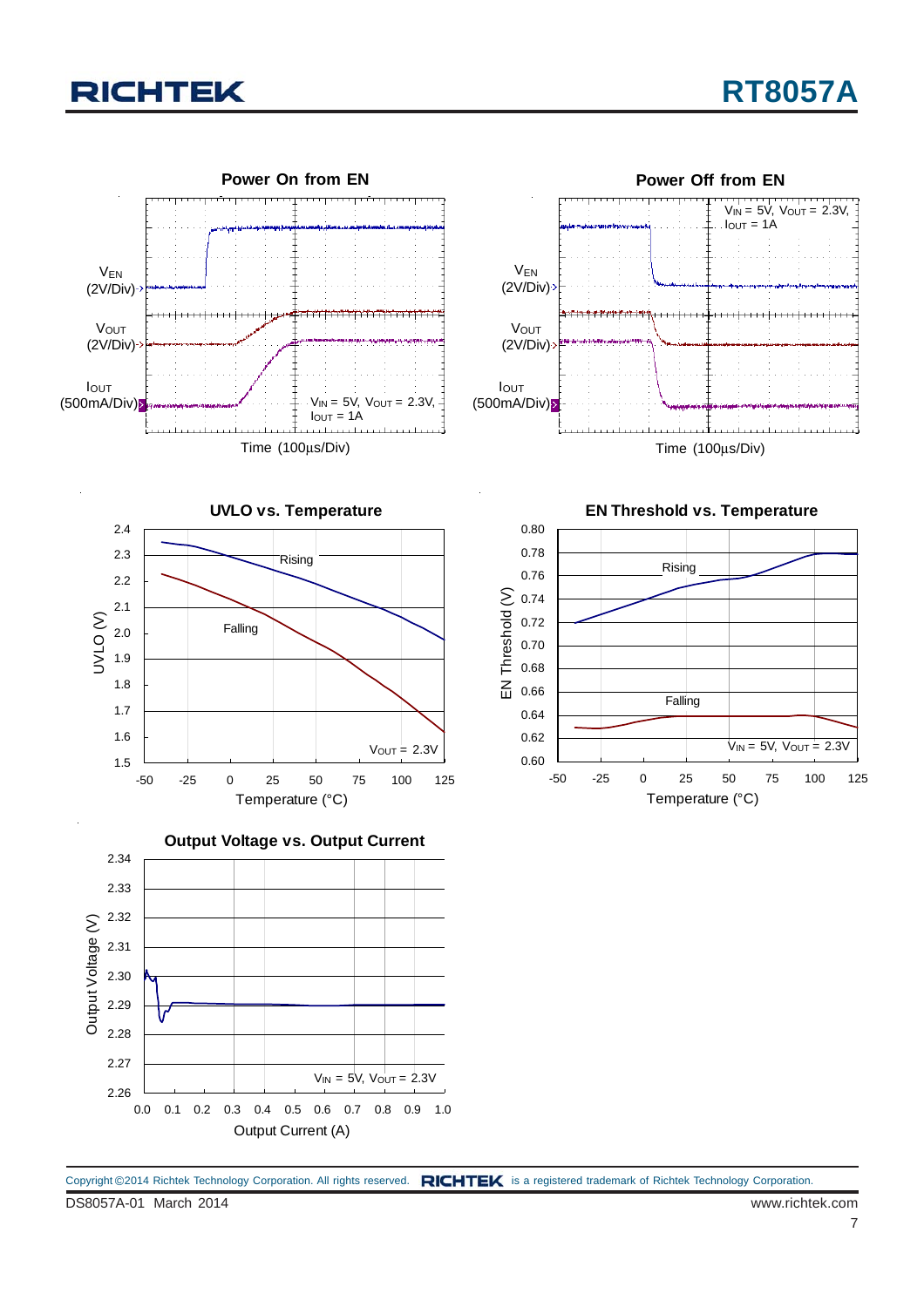**Power On from EN**

$V_{EN}$ (2V/Div)

$V_{OUT}$ (2V/Div)

$I_{OUT}$ (500mA/Div)

$V_{IN}$ = 5V, $V_{OUT}$ = 2.3V, $I_{OUT}$ = 1A

Time (100μs/Div)

**Power Off from EN**

$V_{IN}$ = 5V, $V_{OUT}$ = 2.3V, $I_{OUT}$ = 1A

$V_{EN}$ (2V/Div)

$V_{OUT}$ (2V/Div)

$I_{OUT}$ (500mA/Div)

Time (100μs/Div)

**UVLO vs. Temperature**

UVLO (V): 1.5, 1.6, 1.7, 1.8, 1.9, 2.0, 2.1, 2.2, 2.3, 2.4

Rising

Falling

$V_{OUT}$ = 2.3V

Temperature (°C): -50, -25, 0, 25, 50, 75, 100, 125

**EN Threshold vs. Temperature**

EN Threshold (V): 0.60, 0.62, 0.64, 0.66, 0.68, 0.70, 0.72, 0.74, 0.76, 0.78, 0.80

Rising

Falling

$V_{IN}$ = 5V, $V_{OUT}$ = 2.3V

Temperature (°C): -50, -25, 0, 25, 50, 75, 100, 125

**Output Voltage vs. Output Current**

Output Voltage (V): 2.26, 2.27, 2.28, 2.29, 2.30, 2.31, 2.32, 2.33, 2.34

$V_{IN}$ = 5V, $V_{OUT}$ = 2.3V

Output Current (A): 0.0, 0.1, 0.2, 0.3, 0.4, 0.5, 0.6, 0.7, 0.8, 0.9, 1.0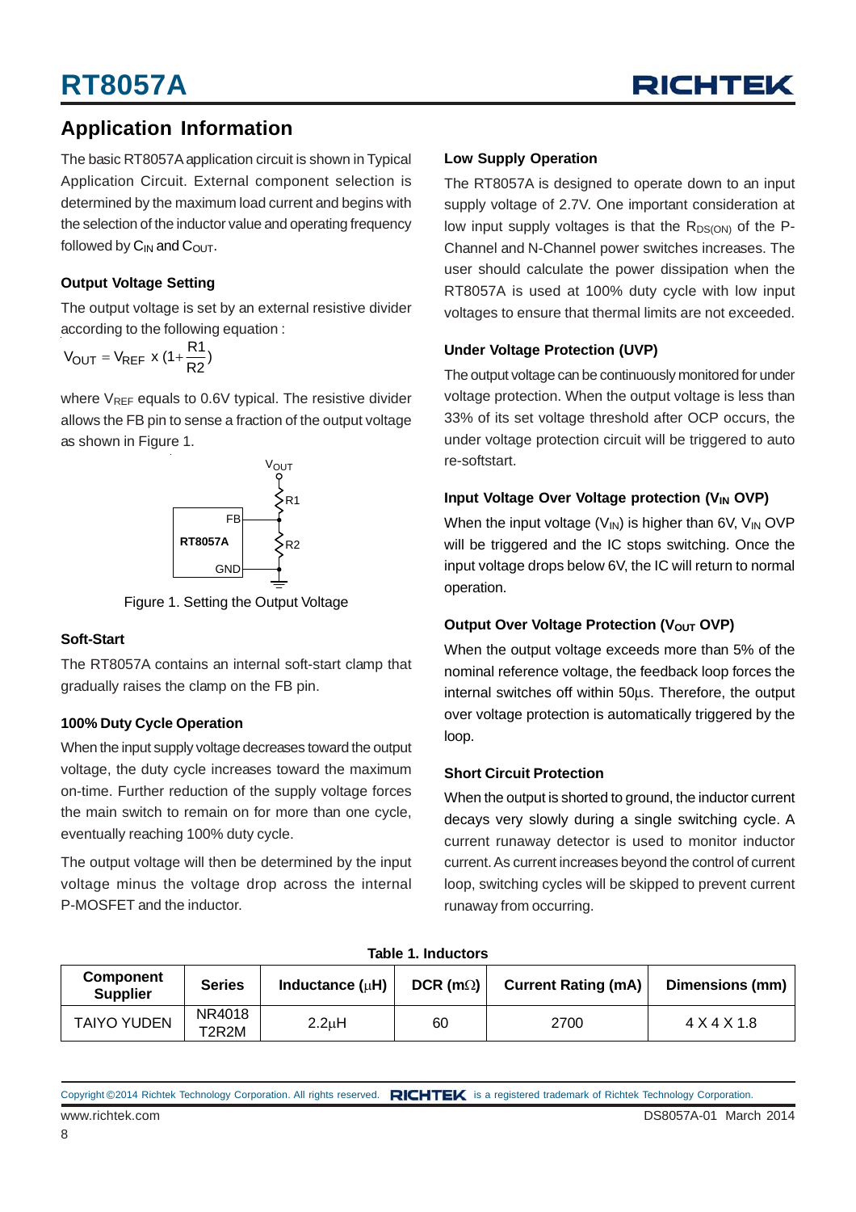## Application Information

The basic RT8057A application circuit is shown in Typical Application Circuit. External component selection is determined by the maximum load current and begins with the selection of the inductor value and operating frequency followed by $C_{IN}$ and $C_{OUT}$.

### Output Voltage Setting

The output voltage is set by an external resistive divider according to the following equation :

$$V_{OUT} = V_{REF} \times \left(1 + \frac{R1}{R2}\right)$$

where $V_{REF}$ equals to 0.6V typical. The resistive divider allows the FB pin to sense a fraction of the output voltage as shown in Figure 1.

Figure 1. Setting the Output Voltage

### Soft-Start

The RT8057A contains an internal soft-start clamp that gradually raises the clamp on the FB pin.

### 100% Duty Cycle Operation

When the input supply voltage decreases toward the output voltage, the duty cycle increases toward the maximum on-time. Further reduction of the supply voltage forces the main switch to remain on for more than one cycle, eventually reaching 100% duty cycle.

The output voltage will then be determined by the input voltage minus the voltage drop across the internal P-MOSFET and the inductor.

### Low Supply Operation

The RT8057A is designed to operate down to an input supply voltage of 2.7V. One important consideration at low input supply voltages is that the $R_{DS(ON)}$ of the P-Channel and N-Channel power switches increases. The user should calculate the power dissipation when the RT8057A is used at 100% duty cycle with low input voltages to ensure that thermal limits are not exceeded.

### Under Voltage Protection (UVP)

The output voltage can be continuously monitored for under voltage protection. When the output voltage is less than 33% of its set voltage threshold after OCP occurs, the under voltage protection circuit will be triggered to auto re-softstart.

### Input Voltage Over Voltage protection ($V_{IN}$ OVP)

When the input voltage ($V_{IN}$) is higher than 6V, $V_{IN}$ OVP will be triggered and the IC stops switching. Once the input voltage drops below 6V, the IC will return to normal operation.

### Output Over Voltage Protection ($V_{OUT}$ OVP)

When the output voltage exceeds more than 5% of the nominal reference voltage, the feedback loop forces the internal switches off within 50μs. Therefore, the output over voltage protection is automatically triggered by the loop.

### Short Circuit Protection

When the output is shorted to ground, the inductor current decays very slowly during a single switching cycle. A current runaway detector is used to monitor inductor current. As current increases beyond the control of current loop, switching cycles will be skipped to prevent current runaway from occurring.

**Table 1. Inductors**

| Component Supplier | Series | Inductance (μH) | DCR (mΩ) | Current Rating (mA) | Dimensions (mm) |
|---|---|---|---|---|---|
| TAIYO YUDEN | NR4018 T2R2M | 2.2μH | 60 | 2700 | 4 X 4 X 1.8 |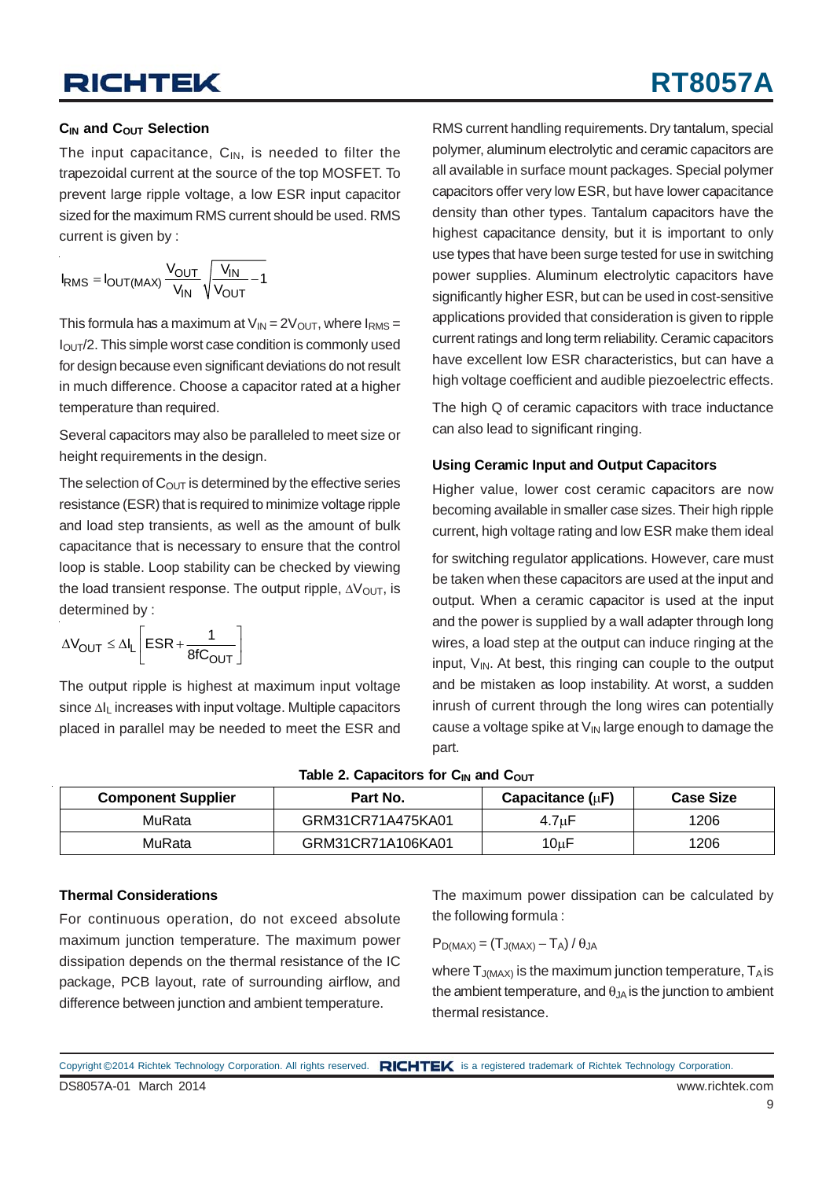### $C_{IN}$ and $C_{OUT}$ Selection

The input capacitance, $C_{IN}$, is needed to filter the trapezoidal current at the source of the top MOSFET. To prevent large ripple voltage, a low ESR input capacitor sized for the maximum RMS current should be used. RMS current is given by :

$$I_{RMS} = I_{OUT(MAX)} \frac{V_{OUT}}{V_{IN}} \sqrt{\frac{V_{IN}}{V_{OUT}} - 1}$$

This formula has a maximum at $V_{IN} = 2V_{OUT}$, where $I_{RMS} = I_{OUT}/2$. This simple worst case condition is commonly used for design because even significant deviations do not result in much difference. Choose a capacitor rated at a higher temperature than required.

Several capacitors may also be paralleled to meet size or height requirements in the design.

The selection of $C_{OUT}$ is determined by the effective series resistance (ESR) that is required to minimize voltage ripple and load step transients, as well as the amount of bulk capacitance that is necessary to ensure that the control loop is stable. Loop stability can be checked by viewing the load transient response. The output ripple, $\Delta V_{OUT}$, is determined by :

$$\Delta V_{OUT} \leq \Delta I_L \left[ ESR + \frac{1}{8fC_{OUT}} \right]$$

The output ripple is highest at maximum input voltage since $\Delta I_L$ increases with input voltage. Multiple capacitors placed in parallel may be needed to meet the ESR and RMS current handling requirements. Dry tantalum, special polymer, aluminum electrolytic and ceramic capacitors are all available in surface mount packages. Special polymer capacitors offer very low ESR, but have lower capacitance density than other types. Tantalum capacitors have the highest capacitance density, but it is important to only use types that have been surge tested for use in switching power supplies. Aluminum electrolytic capacitors have significantly higher ESR, but can be used in cost-sensitive applications provided that consideration is given to ripple current ratings and long term reliability. Ceramic capacitors have excellent low ESR characteristics, but can have a high voltage coefficient and audible piezoelectric effects.

The high Q of ceramic capacitors with trace inductance can also lead to significant ringing.

### Using Ceramic Input and Output Capacitors

Higher value, lower cost ceramic capacitors are now becoming available in smaller case sizes. Their high ripple current, high voltage rating and low ESR make them ideal for switching regulator applications. However, care must be taken when these capacitors are used at the input and output. When a ceramic capacitor is used at the input and the power is supplied by a wall adapter through long wires, a load step at the output can induce ringing at the input, $V_{IN}$. At best, this ringing can couple to the output and be mistaken as loop instability. At worst, a sudden inrush of current through the long wires can potentially cause a voltage spike at $V_{IN}$ large enough to damage the part.

**Table 2. Capacitors for $C_{IN}$ and $C_{OUT}$**

| Component Supplier | Part No. | Capacitance (μF) | Case Size |
|---|---|---|---|
| MuRata | GRM31CR71A475KA01 | 4.7μF | 1206 |
| MuRata | GRM31CR71A106KA01 | 10μF | 1206 |

### Thermal Considerations

For continuous operation, do not exceed absolute maximum junction temperature. The maximum power dissipation depends on the thermal resistance of the IC package, PCB layout, rate of surrounding airflow, and difference between junction and ambient temperature.

The maximum power dissipation can be calculated by the following formula :

$$P_{D(MAX)} = (T_{J(MAX)} - T_A) / \theta_{JA}$$

where $T_{J(MAX)}$ is the maximum junction temperature, $T_A$ is the ambient temperature, and $\theta_{JA}$ is the junction to ambient thermal resistance.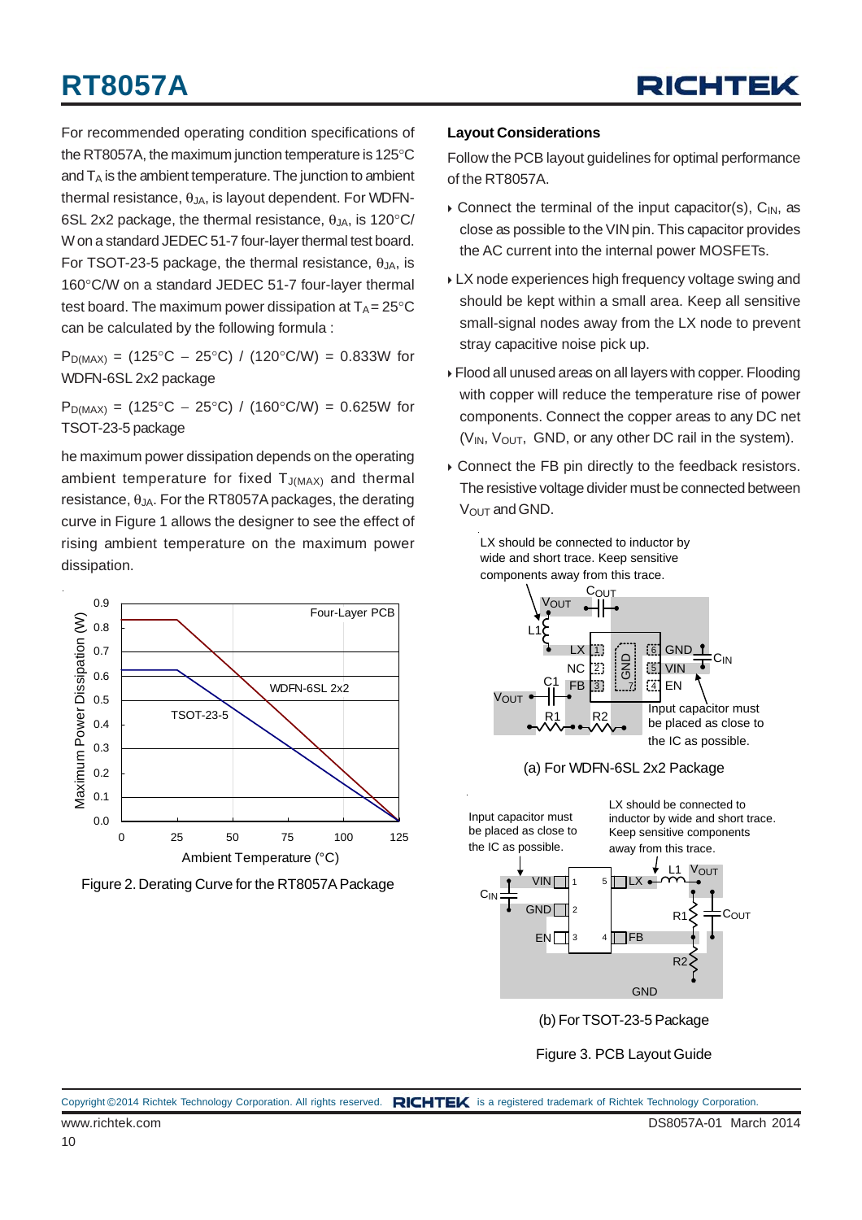For recommended operating condition specifications of the RT8057A, the maximum junction temperature is 125°C and $T_A$ is the ambient temperature. The junction to ambient thermal resistance, $\theta_{JA}$, is layout dependent. For WDFN-6SL 2x2 package, the thermal resistance, $\theta_{JA}$, is 120°C/W on a standard JEDEC 51-7 four-layer thermal test board. For TSOT-23-5 package, the thermal resistance, $\theta_{JA}$, is 160°C/W on a standard JEDEC 51-7 four-layer thermal test board. The maximum power dissipation at $T_A$ = 25°C can be calculated by the following formula :

$P_{D(MAX)}$ = (125°C − 25°C) / (120°C/W) = 0.833W for WDFN-6SL 2x2 package

$P_{D(MAX)}$ = (125°C − 25°C) / (160°C/W) = 0.625W for TSOT-23-5 package

he maximum power dissipation depends on the operating ambient temperature for fixed $T_{J(MAX)}$ and thermal resistance, $\theta_{JA}$. For the RT8057A packages, the derating curve in Figure 1 allows the designer to see the effect of rising ambient temperature on the maximum power dissipation.

Figure 2. Derating Curve for the RT8057A Package

## Layout Considerations

Follow the PCB layout guidelines for optimal performance of the RT8057A.

- Connect the terminal of the input capacitor(s), $C_{IN}$, as close as possible to the VIN pin. This capacitor provides the AC current into the internal power MOSFETs.
- LX node experiences high frequency voltage swing and should be kept within a small area. Keep all sensitive small-signal nodes away from the LX node to prevent stray capacitive noise pick up.
- Flood all unused areas on all layers with copper. Flooding with copper will reduce the temperature rise of power components. Connect the copper areas to any DC net ($V_{IN}$, $V_{OUT}$, GND, or any other DC rail in the system).
- Connect the FB pin directly to the feedback resistors. The resistive voltage divider must be connected between $V_{OUT}$ and GND.

(a) For WDFN-6SL 2x2 Package

(b) For TSOT-23-5 Package

Figure 3. PCB Layout Guide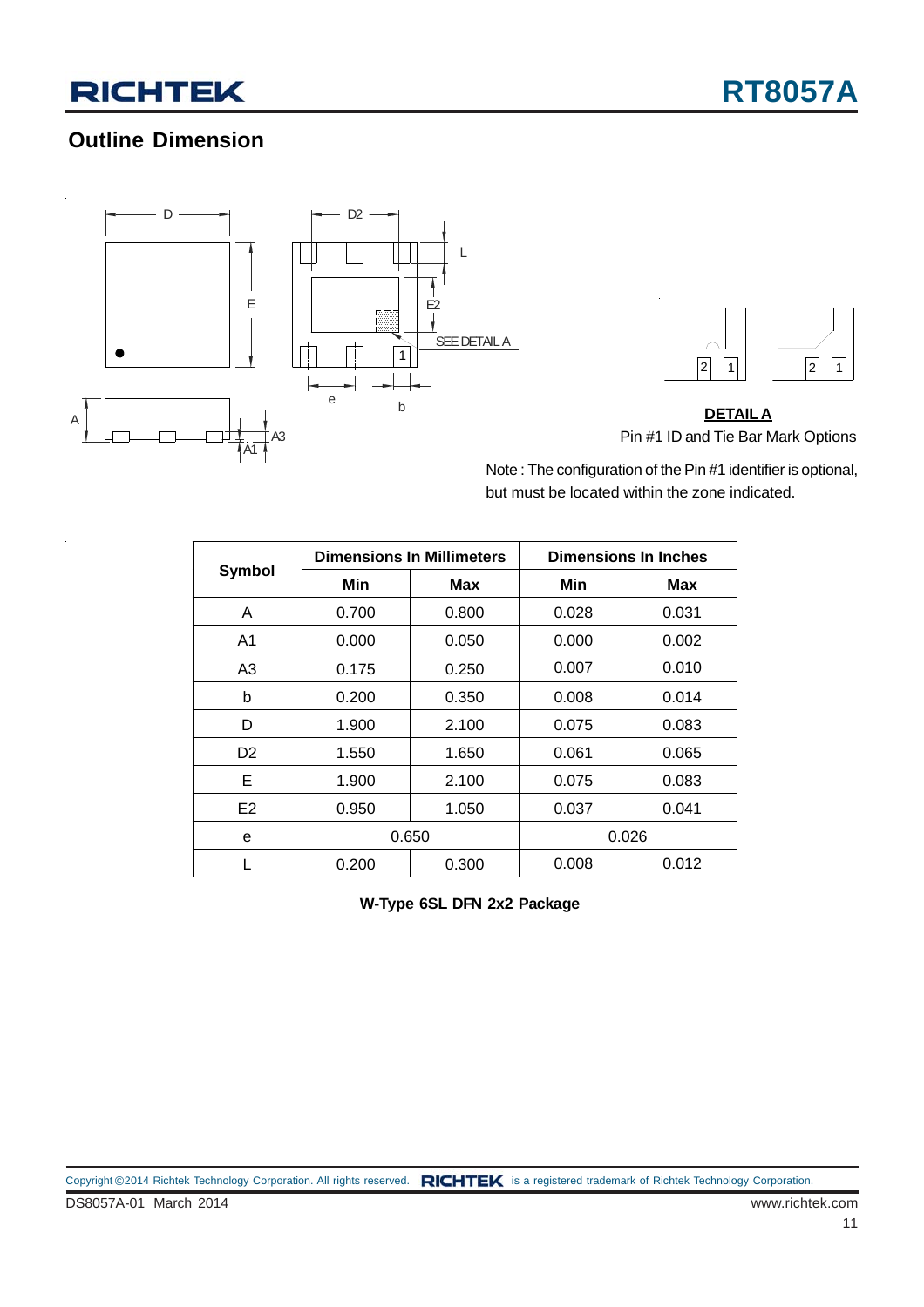## Outline Dimension

DETAIL A

Pin #1 ID and Tie Bar Mark Options

Note : The configuration of the Pin #1 identifier is optional, but must be located within the zone indicated.

| Symbol | Dimensions In Millimeters | | Dimensions In Inches | |
|---|---|---|---|---|
| | Min | Max | Min | Max |
| A | 0.700 | 0.800 | 0.028 | 0.031 |
| A1 | 0.000 | 0.050 | 0.000 | 0.002 |
| A3 | 0.175 | 0.250 | 0.007 | 0.010 |
| b | 0.200 | 0.350 | 0.008 | 0.014 |
| D | 1.900 | 2.100 | 0.075 | 0.083 |
| D2 | 1.550 | 1.650 | 0.061 | 0.065 |
| E | 1.900 | 2.100 | 0.075 | 0.083 |
| E2 | 0.950 | 1.050 | 0.037 | 0.041 |
| e | 0.650 | | 0.026 | |
| L | 0.200 | 0.300 | 0.008 | 0.012 |

**W-Type 6SL DFN 2x2 Package**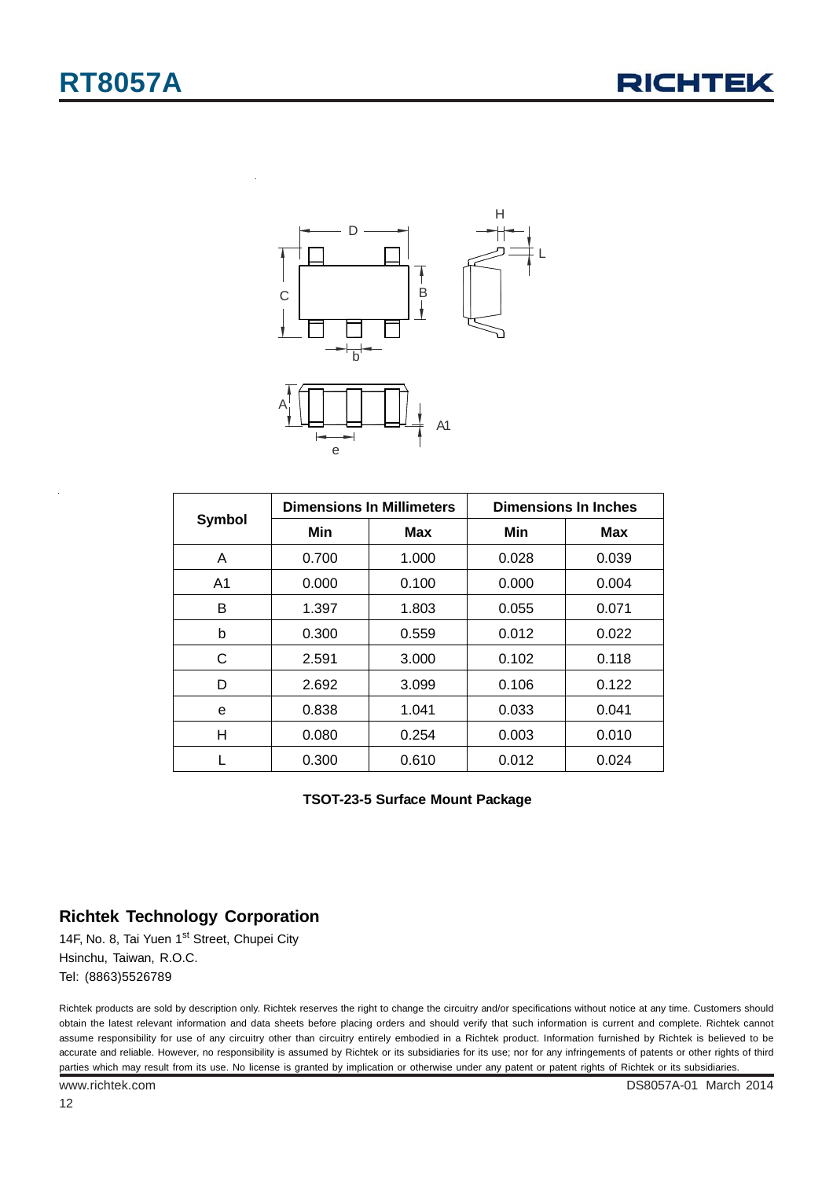D

H

L

C

B

b

A

A1

e

| Symbol | Dimensions In Millimeters | | Dimensions In Inches | |
|---|---|---|---|---|
| | Min | Max | Min | Max |
| A | 0.700 | 1.000 | 0.028 | 0.039 |
| A1 | 0.000 | 0.100 | 0.000 | 0.004 |
| B | 1.397 | 1.803 | 0.055 | 0.071 |
| b | 0.300 | 0.559 | 0.012 | 0.022 |
| C | 2.591 | 3.000 | 0.102 | 0.118 |
| D | 2.692 | 3.099 | 0.106 | 0.122 |
| e | 0.838 | 1.041 | 0.033 | 0.041 |
| H | 0.080 | 0.254 | 0.003 | 0.010 |
| L | 0.300 | 0.610 | 0.012 | 0.024 |

**TSOT-23-5 Surface Mount Package**

## Richtek Technology Corporation

14F, No. 8, Tai Yuen 1st Street, Chupei City
Hsinchu, Taiwan, R.O.C.
Tel: (8863)5526789

Richtek products are sold by description only. Richtek reserves the right to change the circuitry and/or specifications without notice at any time. Customers should obtain the latest relevant information and data sheets before placing orders and should verify that such information is current and complete. Richtek cannot assume responsibility for use of any circuitry other than circuitry entirely embodied in a Richtek product. Information furnished by Richtek is believed to be accurate and reliable. However, no responsibility is assumed by Richtek or its subsidiaries for its use; nor for any infringements of patents or other rights of third parties which may result from its use. No license is granted by implication or otherwise under any patent or patent rights of Richtek or its subsidiaries.